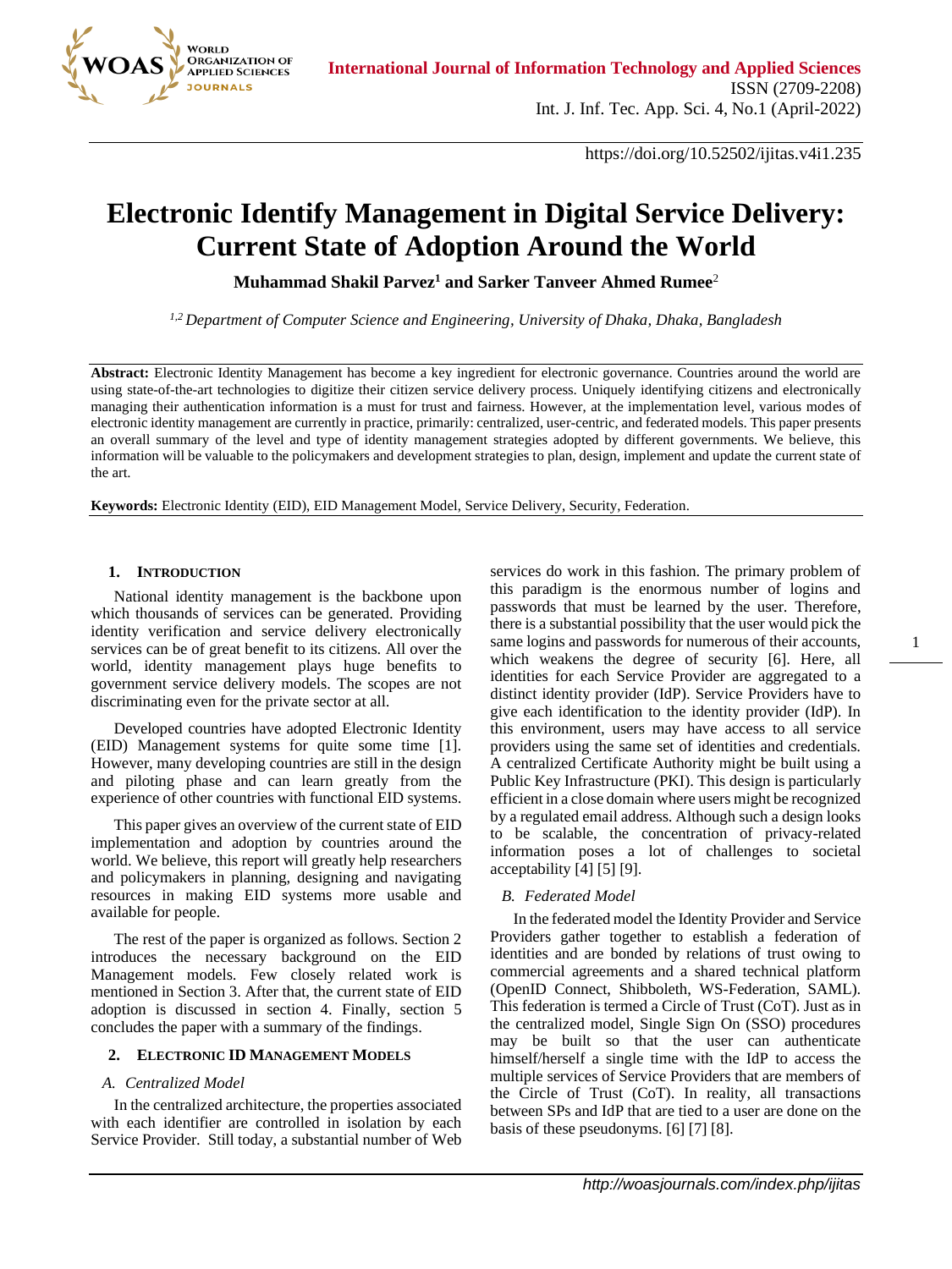https://doi.org/10.52502/ijitas.v4i1.235

# Electronic Identify Management in Digital Service Delivery: Current State of Adoption Around the World

**Muhammad Shakil Parvez[1] and Sarker Tanveer Ahmed Rumee[2]**

*[1,2] Department of Computer Science and Engineering, University of Dhaka, Dhaka, Bangladesh*

**Abstract:** Electronic Identity Management has become a key ingredient for electronic governance. Countries around the world are using state-of-the-art technologies to digitize their citizen service delivery process. Uniquely identifying citizens and electronically managing their authentication information is a must for trust and fairness. However, at the implementation level, various modes of electronic identity management are currently in practice, primarily: centralized, user-centric, and federated models. This paper presents an overall summary of the level and type of identity management strategies adopted by different governments. We believe, this information will be valuable to the policymakers and development strategies to plan, design, implement and update the current state of the art.

**Keywords:** Electronic Identity (EID), EID Management Model, Service Delivery, Security, Federation.

## 1. Introduction

National identity management is the backbone upon which thousands of services can be generated. Providing identity verification and service delivery electronically services can be of great benefit to its citizens. All over the world, identity management plays huge benefits to government service delivery models. The scopes are not discriminating even for the private sector at all.

Developed countries have adopted Electronic Identity (EID) Management systems for quite some time [1]. However, many developing countries are still in the design and piloting phase and can learn greatly from the experience of other countries with functional EID systems.

This paper gives an overview of the current state of EID implementation and adoption by countries around the world. We believe, this report will greatly help researchers and policymakers in planning, designing and navigating resources in making EID systems more usable and available for people.

The rest of the paper is organized as follows. Section 2 introduces the necessary background on the EID Management models. Few closely related work is mentioned in Section 3. After that, the current state of EID adoption is discussed in section 4. Finally, section 5 concludes the paper with a summary of the findings.

## 2. Electronic ID Management Models

### A. Centralized Model

In the centralized architecture, the properties associated with each identifier are controlled in isolation by each Service Provider. Still today, a substantial number of Web services do work in this fashion. The primary problem of this paradigm is the enormous number of logins and passwords that must be learned by the user. Therefore, there is a substantial possibility that the user would pick the same logins and passwords for numerous of their accounts, which weakens the degree of security [6]. Here, all identities for each Service Provider are aggregated to a distinct identity provider (IdP). Service Providers have to give each identification to the identity provider (IdP). In this environment, users may have access to all service providers using the same set of identities and credentials. A centralized Certificate Authority might be built using a Public Key Infrastructure (PKI). This design is particularly efficient in a close domain where users might be recognized by a regulated email address. Although such a design looks to be scalable, the concentration of privacy-related information poses a lot of challenges to societal acceptability [4] [5] [9].

### B. Federated Model

In the federated model the Identity Provider and Service Providers gather together to establish a federation of identities and are bonded by relations of trust owing to commercial agreements and a shared technical platform (OpenID Connect, Shibboleth, WS-Federation, SAML). This federation is termed a Circle of Trust (CoT). Just as in the centralized model, Single Sign On (SSO) procedures may be built so that the user can authenticate himself/herself a single time with the IdP to access the multiple services of Service Providers that are members of the Circle of Trust (CoT). In reality, all transactions between SPs and IdP that are tied to a user are done on the basis of these pseudonyms. [6] [7] [8].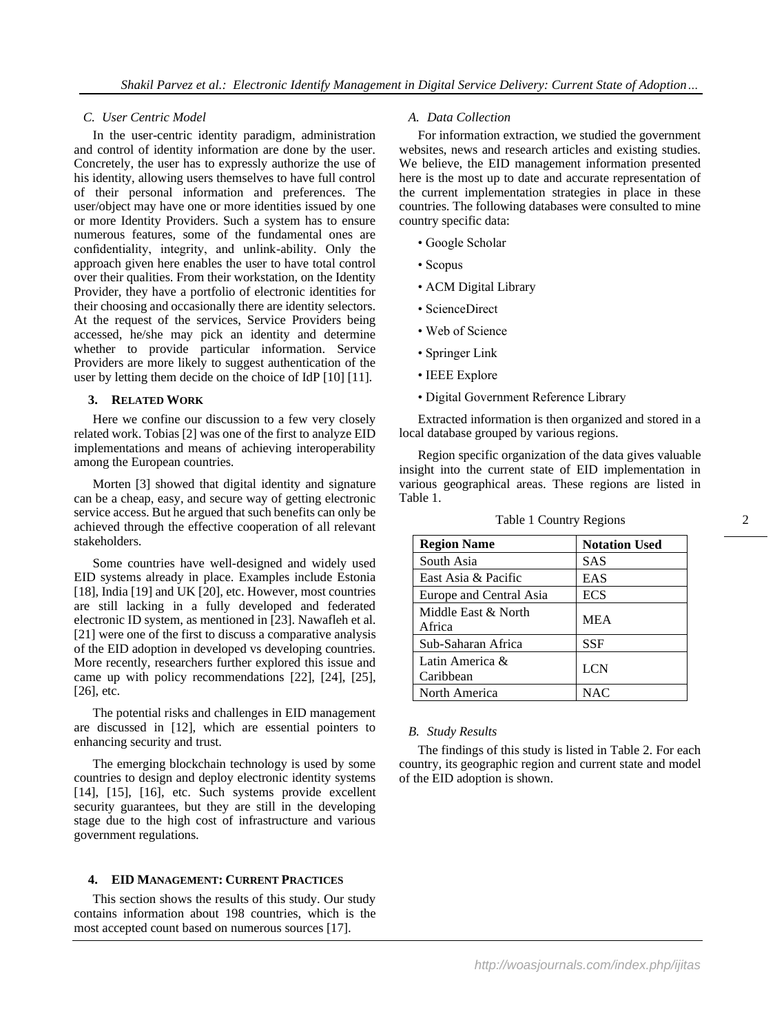### C. User Centric Model

In the user-centric identity paradigm, administration and control of identity information are done by the user. Concretely, the user has to expressly authorize the use of his identity, allowing users themselves to have full control of their personal information and preferences. The user/object may have one or more identities issued by one or more Identity Providers. Such a system has to ensure numerous features, some of the fundamental ones are confidentiality, integrity, and unlink-ability. Only the approach given here enables the user to have total control over their qualities. From their workstation, on the Identity Provider, they have a portfolio of electronic identities for their choosing and occasionally there are identity selectors. At the request of the services, Service Providers being accessed, he/she may pick an identity and determine whether to provide particular information. Service Providers are more likely to suggest authentication of the user by letting them decide on the choice of IdP [10] [11].

## 3. Related Work

Here we confine our discussion to a few very closely related work. Tobias [2] was one of the first to analyze EID implementations and means of achieving interoperability among the European countries.

Morten [3] showed that digital identity and signature can be a cheap, easy, and secure way of getting electronic service access. But he argued that such benefits can only be achieved through the effective cooperation of all relevant stakeholders.

Some countries have well-designed and widely used EID systems already in place. Examples include Estonia [18], India [19] and UK [20], etc. However, most countries are still lacking in a fully developed and federated electronic ID system, as mentioned in [23]. Nawafleh et al. [21] were one of the first to discuss a comparative analysis of the EID adoption in developed vs developing countries. More recently, researchers further explored this issue and came up with policy recommendations [22], [24], [25], [26], etc.

The potential risks and challenges in EID management are discussed in [12], which are essential pointers to enhancing security and trust.

The emerging blockchain technology is used by some countries to design and deploy electronic identity systems [14], [15], [16], etc. Such systems provide excellent security guarantees, but they are still in the developing stage due to the high cost of infrastructure and various government regulations.

## 4. EID Management: Current Practices

This section shows the results of this study. Our study contains information about 198 countries, which is the most accepted count based on numerous sources [17].

### A. Data Collection

For information extraction, we studied the government websites, news and research articles and existing studies. We believe, the EID management information presented here is the most up to date and accurate representation of the current implementation strategies in place in these countries. The following databases were consulted to mine country specific data:

- Google Scholar
- Scopus
- ACM Digital Library
- ScienceDirect
- Web of Science
- Springer Link
- IEEE Explore
- Digital Government Reference Library

Extracted information is then organized and stored in a local database grouped by various regions.

Region specific organization of the data gives valuable insight into the current state of EID implementation in various geographical areas. These regions are listed in Table 1.

Table 1 Country Regions

| Region Name | Notation Used |
|---|---|
| South Asia | SAS |
| East Asia & Pacific | EAS |
| Europe and Central Asia | ECS |
| Middle East & North Africa | MEA |
| Sub-Saharan Africa | SSF |
| Latin America & Caribbean | LCN |
| North America | NAC |

### B. Study Results

The findings of this study is listed in Table 2. For each country, its geographic region and current state and model of the EID adoption is shown.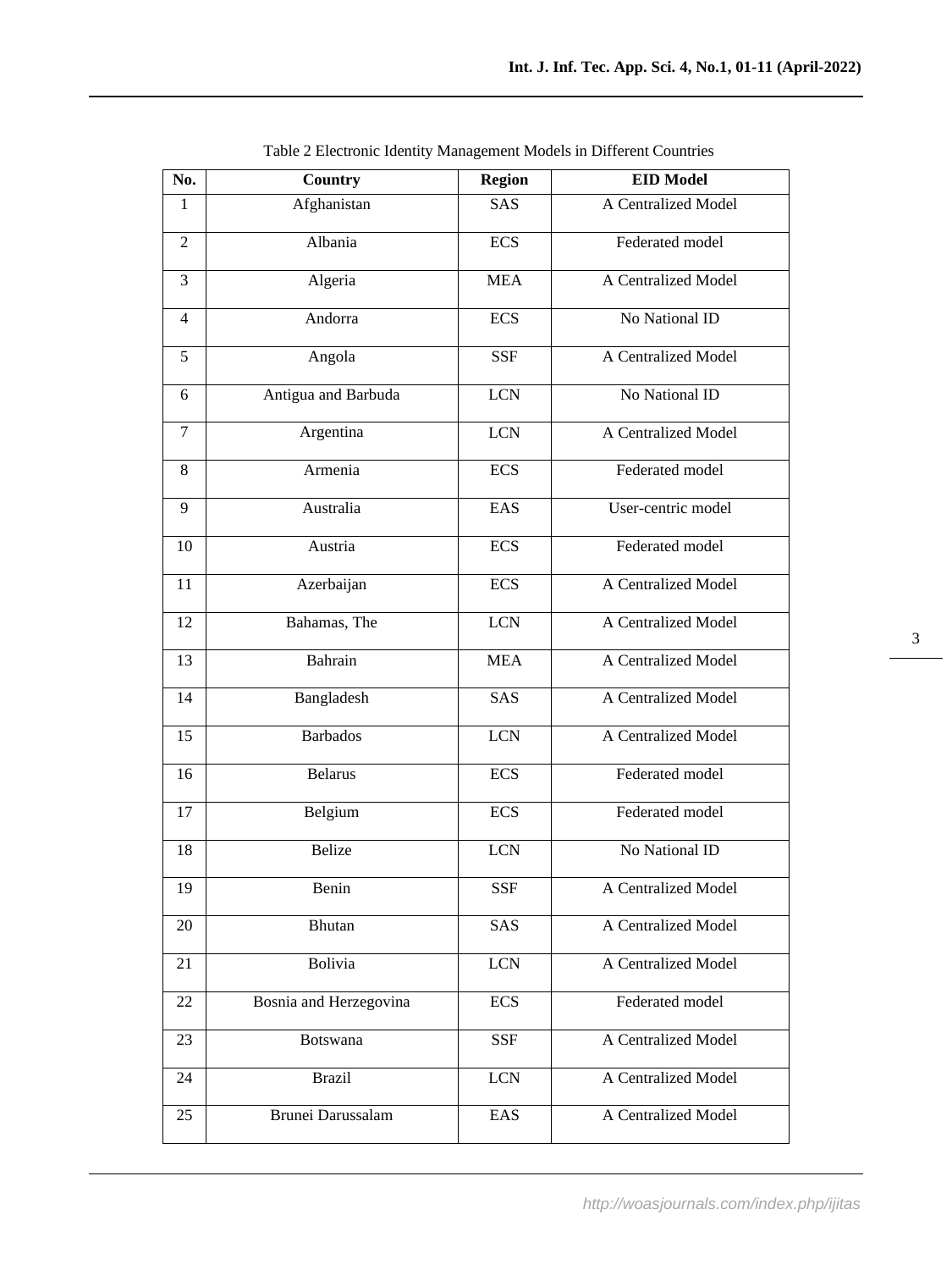Table 2 Electronic Identity Management Models in Different Countries

| No. | Country | Region | EID Model |
|---|---|---|---|
| 1 | Afghanistan | SAS | A Centralized Model |
| 2 | Albania | ECS | Federated model |
| 3 | Algeria | MEA | A Centralized Model |
| 4 | Andorra | ECS | No National ID |
| 5 | Angola | SSF | A Centralized Model |
| 6 | Antigua and Barbuda | LCN | No National ID |
| 7 | Argentina | LCN | A Centralized Model |
| 8 | Armenia | ECS | Federated model |
| 9 | Australia | EAS | User-centric model |
| 10 | Austria | ECS | Federated model |
| 11 | Azerbaijan | ECS | A Centralized Model |
| 12 | Bahamas, The | LCN | A Centralized Model |
| 13 | Bahrain | MEA | A Centralized Model |
| 14 | Bangladesh | SAS | A Centralized Model |
| 15 | Barbados | LCN | A Centralized Model |
| 16 | Belarus | ECS | Federated model |
| 17 | Belgium | ECS | Federated model |
| 18 | Belize | LCN | No National ID |
| 19 | Benin | SSF | A Centralized Model |
| 20 | Bhutan | SAS | A Centralized Model |
| 21 | Bolivia | LCN | A Centralized Model |
| 22 | Bosnia and Herzegovina | ECS | Federated model |
| 23 | Botswana | SSF | A Centralized Model |
| 24 | Brazil | LCN | A Centralized Model |
| 25 | Brunei Darussalam | EAS | A Centralized Model |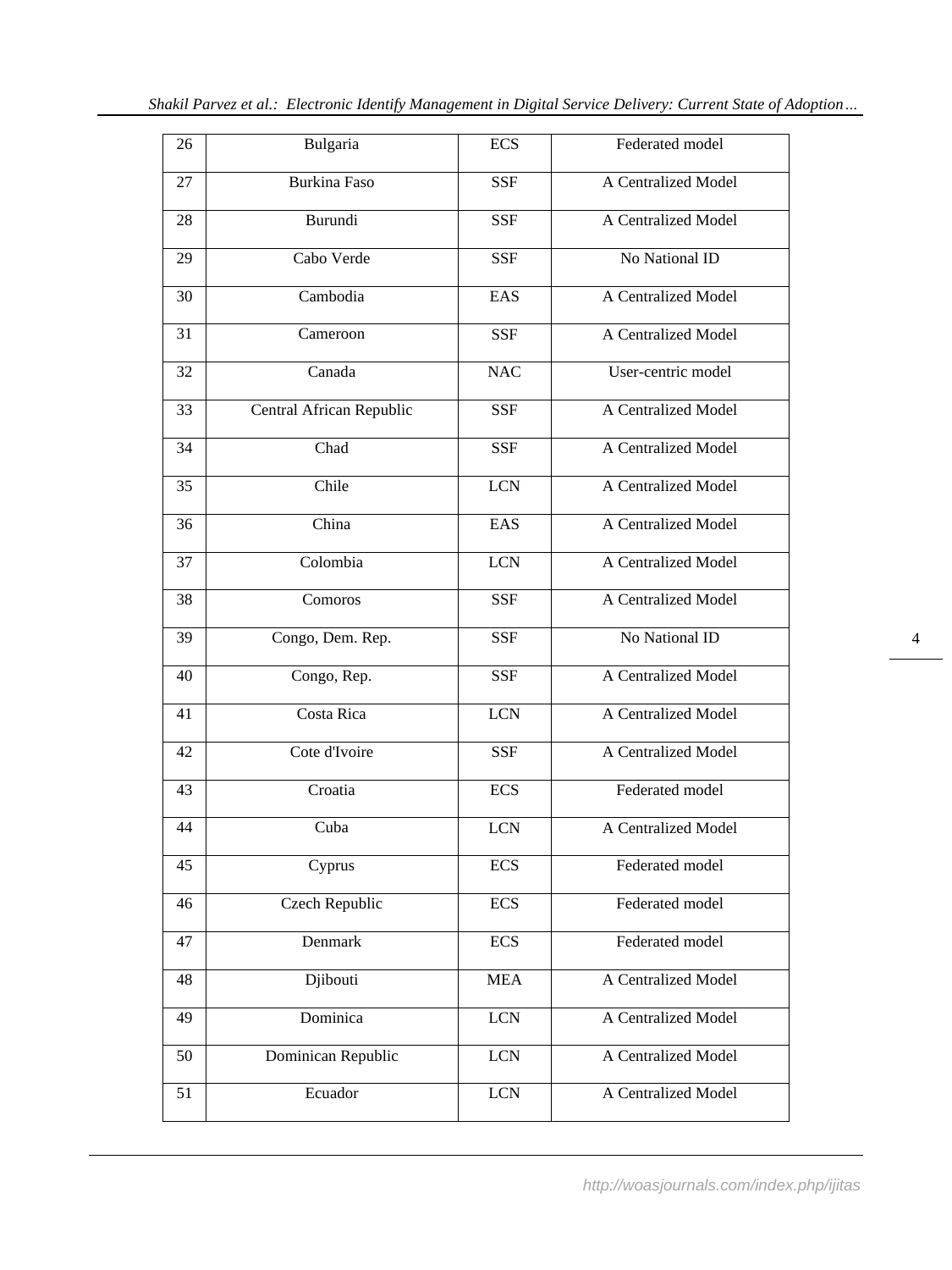| 26 | Bulgaria | ECS | Federated model |
|---|---|---|---|
| 27 | Burkina Faso | SSF | A Centralized Model |
| 28 | Burundi | SSF | A Centralized Model |
| 29 | Cabo Verde | SSF | No National ID |
| 30 | Cambodia | EAS | A Centralized Model |
| 31 | Cameroon | SSF | A Centralized Model |
| 32 | Canada | NAC | User-centric model |
| 33 | Central African Republic | SSF | A Centralized Model |
| 34 | Chad | SSF | A Centralized Model |
| 35 | Chile | LCN | A Centralized Model |
| 36 | China | EAS | A Centralized Model |
| 37 | Colombia | LCN | A Centralized Model |
| 38 | Comoros | SSF | A Centralized Model |
| 39 | Congo, Dem. Rep. | SSF | No National ID |
| 40 | Congo, Rep. | SSF | A Centralized Model |
| 41 | Costa Rica | LCN | A Centralized Model |
| 42 | Cote d'Ivoire | SSF | A Centralized Model |
| 43 | Croatia | ECS | Federated model |
| 44 | Cuba | LCN | A Centralized Model |
| 45 | Cyprus | ECS | Federated model |
| 46 | Czech Republic | ECS | Federated model |
| 47 | Denmark | ECS | Federated model |
| 48 | Djibouti | MEA | A Centralized Model |
| 49 | Dominica | LCN | A Centralized Model |
| 50 | Dominican Republic | LCN | A Centralized Model |
| 51 | Ecuador | LCN | A Centralized Model |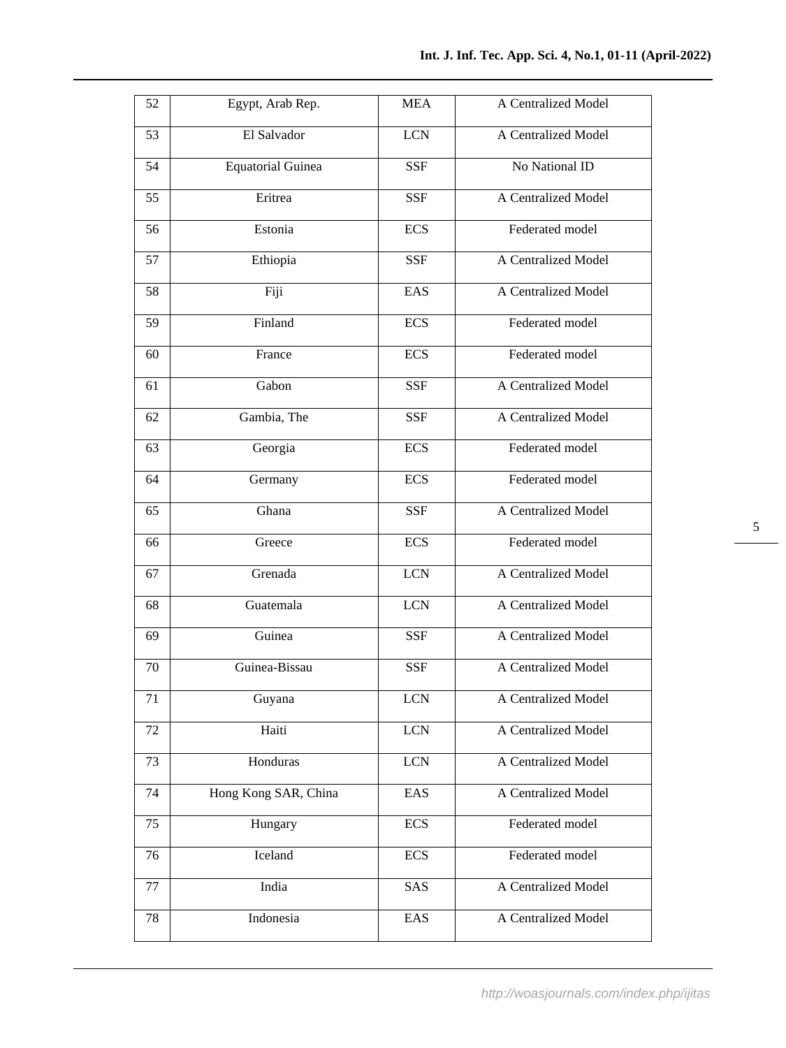| 52 | Egypt, Arab Rep. | MEA | A Centralized Model |
|---|---|---|---|
| 53 | El Salvador | LCN | A Centralized Model |
| 54 | Equatorial Guinea | SSF | No National ID |
| 55 | Eritrea | SSF | A Centralized Model |
| 56 | Estonia | ECS | Federated model |
| 57 | Ethiopia | SSF | A Centralized Model |
| 58 | Fiji | EAS | A Centralized Model |
| 59 | Finland | ECS | Federated model |
| 60 | France | ECS | Federated model |
| 61 | Gabon | SSF | A Centralized Model |
| 62 | Gambia, The | SSF | A Centralized Model |
| 63 | Georgia | ECS | Federated model |
| 64 | Germany | ECS | Federated model |
| 65 | Ghana | SSF | A Centralized Model |
| 66 | Greece | ECS | Federated model |
| 67 | Grenada | LCN | A Centralized Model |
| 68 | Guatemala | LCN | A Centralized Model |
| 69 | Guinea | SSF | A Centralized Model |
| 70 | Guinea-Bissau | SSF | A Centralized Model |
| 71 | Guyana | LCN | A Centralized Model |
| 72 | Haiti | LCN | A Centralized Model |
| 73 | Honduras | LCN | A Centralized Model |
| 74 | Hong Kong SAR, China | EAS | A Centralized Model |
| 75 | Hungary | ECS | Federated model |
| 76 | Iceland | ECS | Federated model |
| 77 | India | SAS | A Centralized Model |
| 78 | Indonesia | EAS | A Centralized Model |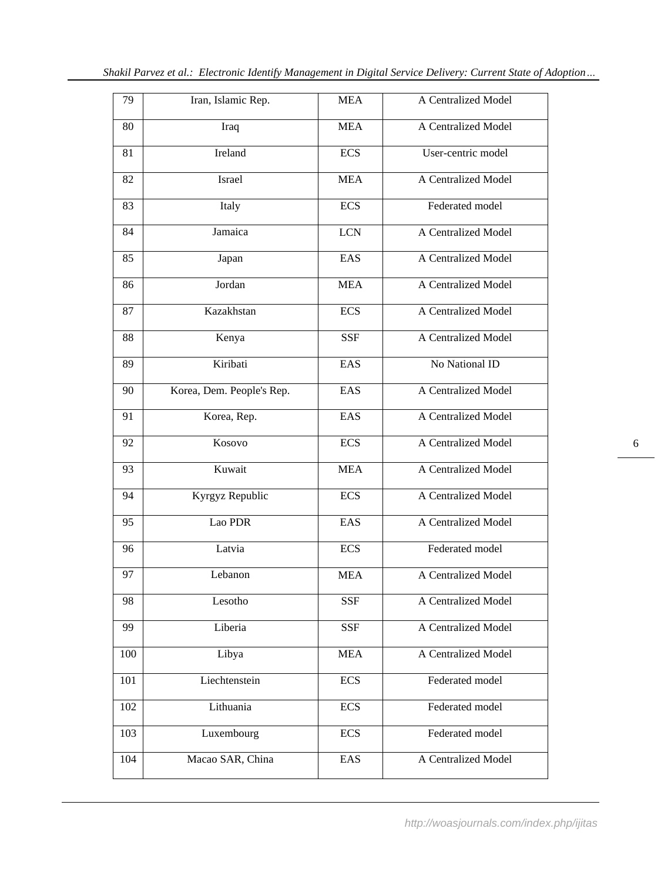| 79 | Iran, Islamic Rep. | MEA | A Centralized Model |
|---|---|---|---|
| 80 | Iraq | MEA | A Centralized Model |
| 81 | Ireland | ECS | User-centric model |
| 82 | Israel | MEA | A Centralized Model |
| 83 | Italy | ECS | Federated model |
| 84 | Jamaica | LCN | A Centralized Model |
| 85 | Japan | EAS | A Centralized Model |
| 86 | Jordan | MEA | A Centralized Model |
| 87 | Kazakhstan | ECS | A Centralized Model |
| 88 | Kenya | SSF | A Centralized Model |
| 89 | Kiribati | EAS | No National ID |
| 90 | Korea, Dem. People's Rep. | EAS | A Centralized Model |
| 91 | Korea, Rep. | EAS | A Centralized Model |
| 92 | Kosovo | ECS | A Centralized Model |
| 93 | Kuwait | MEA | A Centralized Model |
| 94 | Kyrgyz Republic | ECS | A Centralized Model |
| 95 | Lao PDR | EAS | A Centralized Model |
| 96 | Latvia | ECS | Federated model |
| 97 | Lebanon | MEA | A Centralized Model |
| 98 | Lesotho | SSF | A Centralized Model |
| 99 | Liberia | SSF | A Centralized Model |
| 100 | Libya | MEA | A Centralized Model |
| 101 | Liechtenstein | ECS | Federated model |
| 102 | Lithuania | ECS | Federated model |
| 103 | Luxembourg | ECS | Federated model |
| 104 | Macao SAR, China | EAS | A Centralized Model |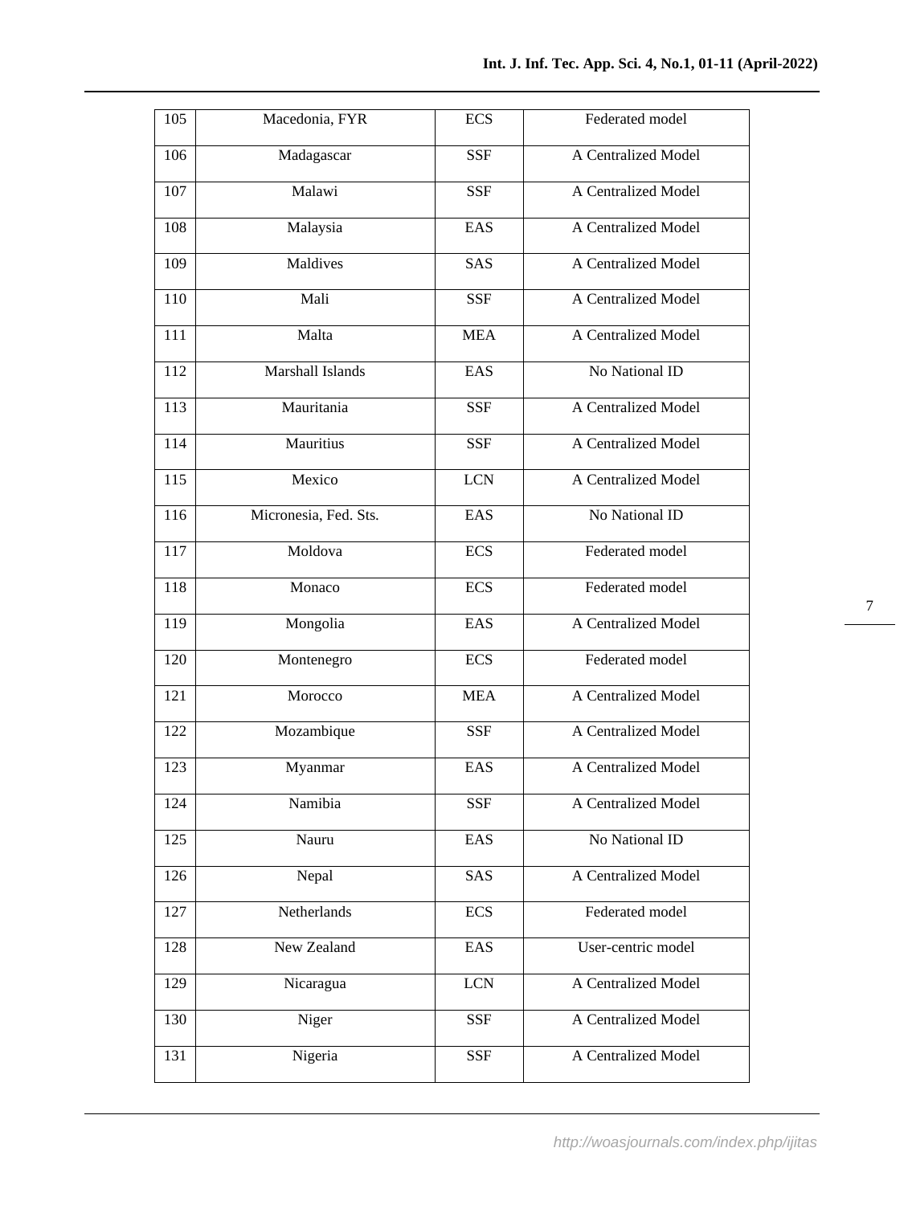| 105 | Macedonia, FYR | ECS | Federated model |
|---|---|---|---|
| 106 | Madagascar | SSF | A Centralized Model |
| 107 | Malawi | SSF | A Centralized Model |
| 108 | Malaysia | EAS | A Centralized Model |
| 109 | Maldives | SAS | A Centralized Model |
| 110 | Mali | SSF | A Centralized Model |
| 111 | Malta | MEA | A Centralized Model |
| 112 | Marshall Islands | EAS | No National ID |
| 113 | Mauritania | SSF | A Centralized Model |
| 114 | Mauritius | SSF | A Centralized Model |
| 115 | Mexico | LCN | A Centralized Model |
| 116 | Micronesia, Fed. Sts. | EAS | No National ID |
| 117 | Moldova | ECS | Federated model |
| 118 | Monaco | ECS | Federated model |
| 119 | Mongolia | EAS | A Centralized Model |
| 120 | Montenegro | ECS | Federated model |
| 121 | Morocco | MEA | A Centralized Model |
| 122 | Mozambique | SSF | A Centralized Model |
| 123 | Myanmar | EAS | A Centralized Model |
| 124 | Namibia | SSF | A Centralized Model |
| 125 | Nauru | EAS | No National ID |
| 126 | Nepal | SAS | A Centralized Model |
| 127 | Netherlands | ECS | Federated model |
| 128 | New Zealand | EAS | User-centric model |
| 129 | Nicaragua | LCN | A Centralized Model |
| 130 | Niger | SSF | A Centralized Model |
| 131 | Nigeria | SSF | A Centralized Model |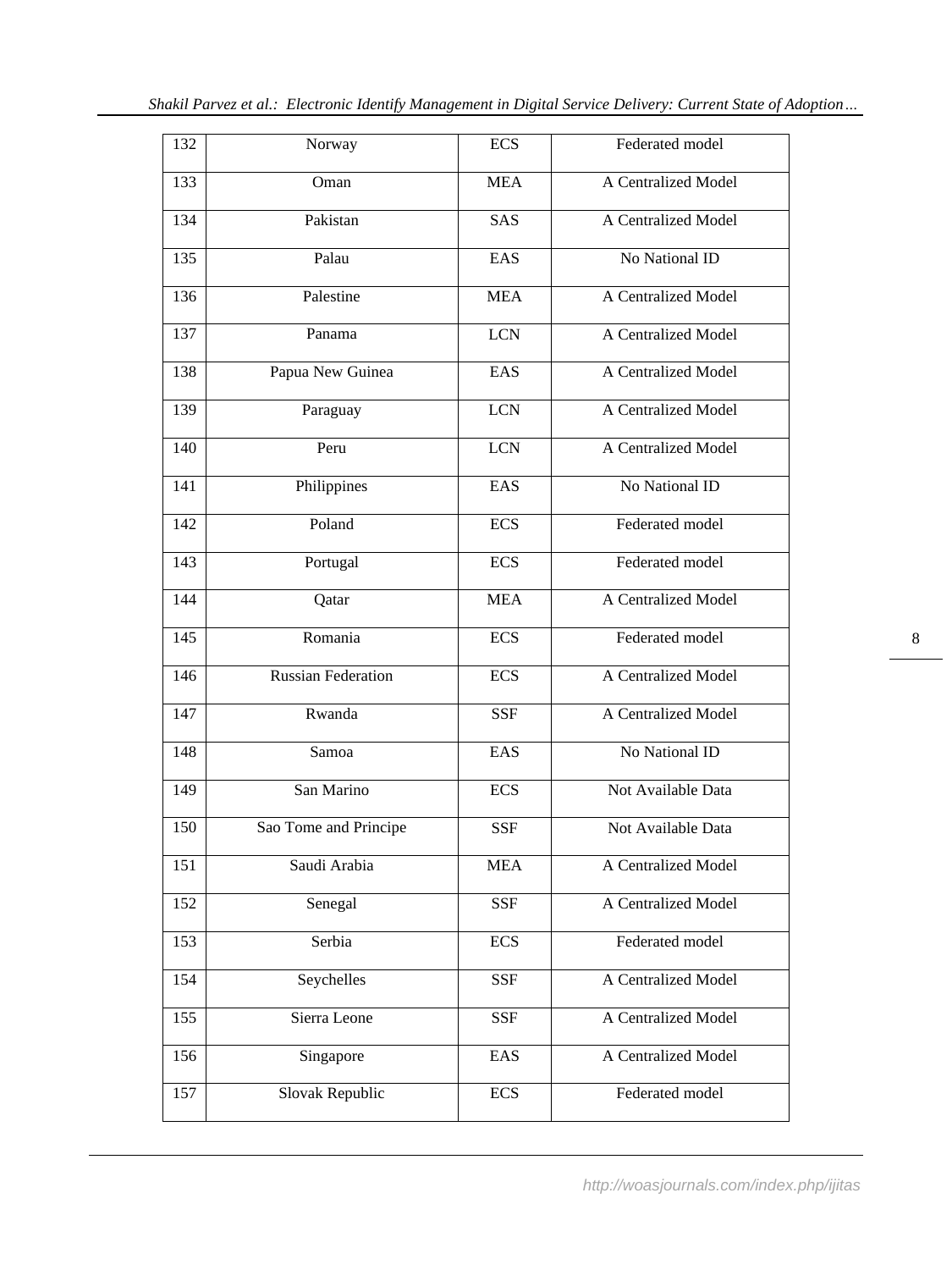| 132 | Norway | ECS | Federated model |
|---|---|---|---|
| 133 | Oman | MEA | A Centralized Model |
| 134 | Pakistan | SAS | A Centralized Model |
| 135 | Palau | EAS | No National ID |
| 136 | Palestine | MEA | A Centralized Model |
| 137 | Panama | LCN | A Centralized Model |
| 138 | Papua New Guinea | EAS | A Centralized Model |
| 139 | Paraguay | LCN | A Centralized Model |
| 140 | Peru | LCN | A Centralized Model |
| 141 | Philippines | EAS | No National ID |
| 142 | Poland | ECS | Federated model |
| 143 | Portugal | ECS | Federated model |
| 144 | Qatar | MEA | A Centralized Model |
| 145 | Romania | ECS | Federated model |
| 146 | Russian Federation | ECS | A Centralized Model |
| 147 | Rwanda | SSF | A Centralized Model |
| 148 | Samoa | EAS | No National ID |
| 149 | San Marino | ECS | Not Available Data |
| 150 | Sao Tome and Principe | SSF | Not Available Data |
| 151 | Saudi Arabia | MEA | A Centralized Model |
| 152 | Senegal | SSF | A Centralized Model |
| 153 | Serbia | ECS | Federated model |
| 154 | Seychelles | SSF | A Centralized Model |
| 155 | Sierra Leone | SSF | A Centralized Model |
| 156 | Singapore | EAS | A Centralized Model |
| 157 | Slovak Republic | ECS | Federated model |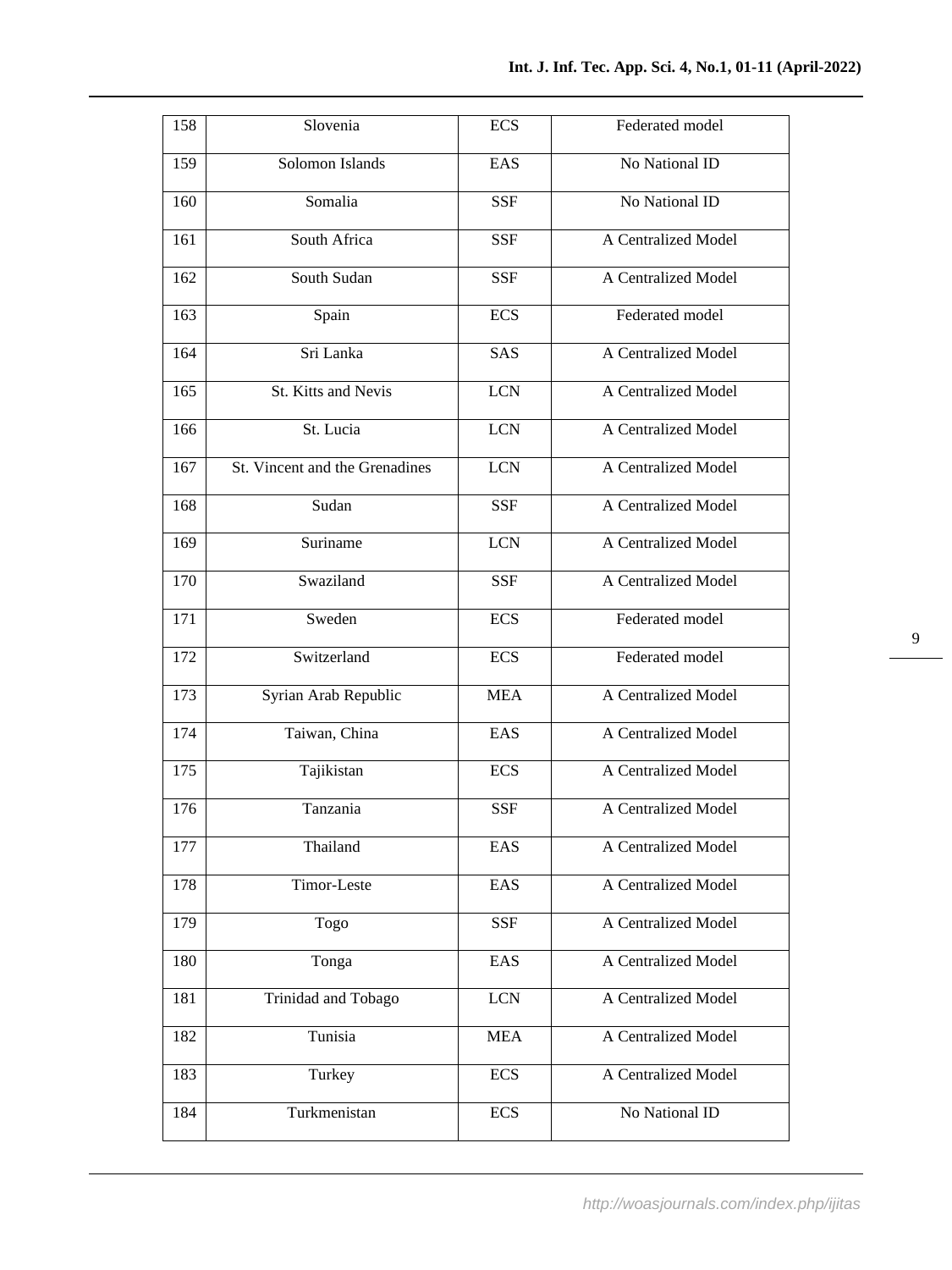| | | | |
|---|---|---|---|
| 158 | Slovenia | ECS | Federated model |
| 159 | Solomon Islands | EAS | No National ID |
| 160 | Somalia | SSF | No National ID |
| 161 | South Africa | SSF | A Centralized Model |
| 162 | South Sudan | SSF | A Centralized Model |
| 163 | Spain | ECS | Federated model |
| 164 | Sri Lanka | SAS | A Centralized Model |
| 165 | St. Kitts and Nevis | LCN | A Centralized Model |
| 166 | St. Lucia | LCN | A Centralized Model |
| 167 | St. Vincent and the Grenadines | LCN | A Centralized Model |
| 168 | Sudan | SSF | A Centralized Model |
| 169 | Suriname | LCN | A Centralized Model |
| 170 | Swaziland | SSF | A Centralized Model |
| 171 | Sweden | ECS | Federated model |
| 172 | Switzerland | ECS | Federated model |
| 173 | Syrian Arab Republic | MEA | A Centralized Model |
| 174 | Taiwan, China | EAS | A Centralized Model |
| 175 | Tajikistan | ECS | A Centralized Model |
| 176 | Tanzania | SSF | A Centralized Model |
| 177 | Thailand | EAS | A Centralized Model |
| 178 | Timor-Leste | EAS | A Centralized Model |
| 179 | Togo | SSF | A Centralized Model |
| 180 | Tonga | EAS | A Centralized Model |
| 181 | Trinidad and Tobago | LCN | A Centralized Model |
| 182 | Tunisia | MEA | A Centralized Model |
| 183 | Turkey | ECS | A Centralized Model |
| 184 | Turkmenistan | ECS | No National ID |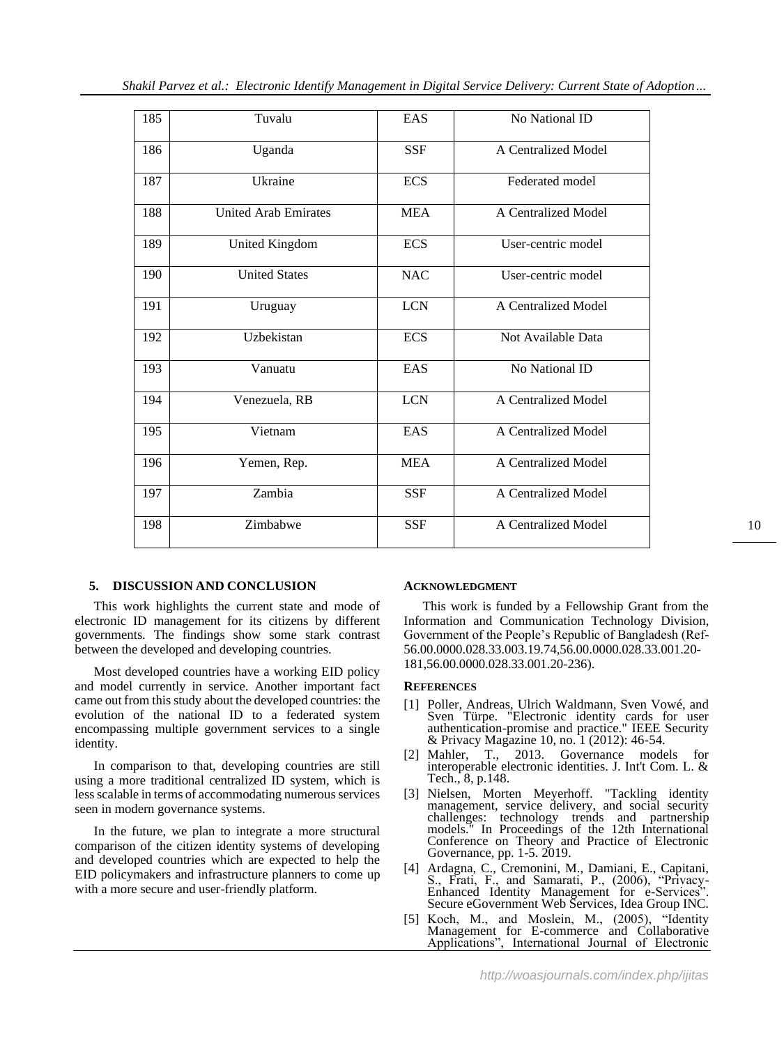| 185 | Tuvalu | EAS | No National ID |
|---|---|---|---|
| 186 | Uganda | SSF | A Centralized Model |
| 187 | Ukraine | ECS | Federated model |
| 188 | United Arab Emirates | MEA | A Centralized Model |
| 189 | United Kingdom | ECS | User-centric model |
| 190 | United States | NAC | User-centric model |
| 191 | Uruguay | LCN | A Centralized Model |
| 192 | Uzbekistan | ECS | Not Available Data |
| 193 | Vanuatu | EAS | No National ID |
| 194 | Venezuela, RB | LCN | A Centralized Model |
| 195 | Vietnam | EAS | A Centralized Model |
| 196 | Yemen, Rep. | MEA | A Centralized Model |
| 197 | Zambia | SSF | A Centralized Model |
| 198 | Zimbabwe | SSF | A Centralized Model |

## 5. DISCUSSION AND CONCLUSION

This work highlights the current state and mode of electronic ID management for its citizens by different governments. The findings show some stark contrast between the developed and developing countries.

Most developed countries have a working EID policy and model currently in service. Another important fact came out from this study about the developed countries: the evolution of the national ID to a federated system encompassing multiple government services to a single identity.

In comparison to that, developing countries are still using a more traditional centralized ID system, which is less scalable in terms of accommodating numerous services seen in modern governance systems.

In the future, we plan to integrate a more structural comparison of the citizen identity systems of developing and developed countries which are expected to help the EID policymakers and infrastructure planners to come up with a more secure and user-friendly platform.

## ACKNOWLEDGMENT

This work is funded by a Fellowship Grant from the Information and Communication Technology Division, Government of the People's Republic of Bangladesh (Ref-56.00.0000.028.33.003.19.74,56.00.0000.028.33.001.20-181,56.00.0000.028.33.001.20-236).

## REFERENCES

[1] Poller, Andreas, Ulrich Waldmann, Sven Vowé, and Sven Türpe. "Electronic identity cards for user authentication-promise and practice." IEEE Security & Privacy Magazine 10, no. 1 (2012): 46-54.

[2] Mahler, T., 2013. Governance models for interoperable electronic identities. J. Int't Com. L. & Tech., 8, p.148.

[3] Nielsen, Morten Meyerhoff. "Tackling identity management, service delivery, and social security challenges: technology trends and partnership models." In Proceedings of the 12th International Conference on Theory and Practice of Electronic Governance, pp. 1-5. 2019.

[4] Ardagna, C., Cremonini, M., Damiani, E., Capitani, S., Frati, F., and Samarati, P., (2006), "Privacy-Enhanced Identity Management for e-Services". Secure eGovernment Web Services, Idea Group INC.

[5] Koch, M., and Moslein, M., (2005), "Identity Management for E-commerce and Collaborative Applications", International Journal of Electronic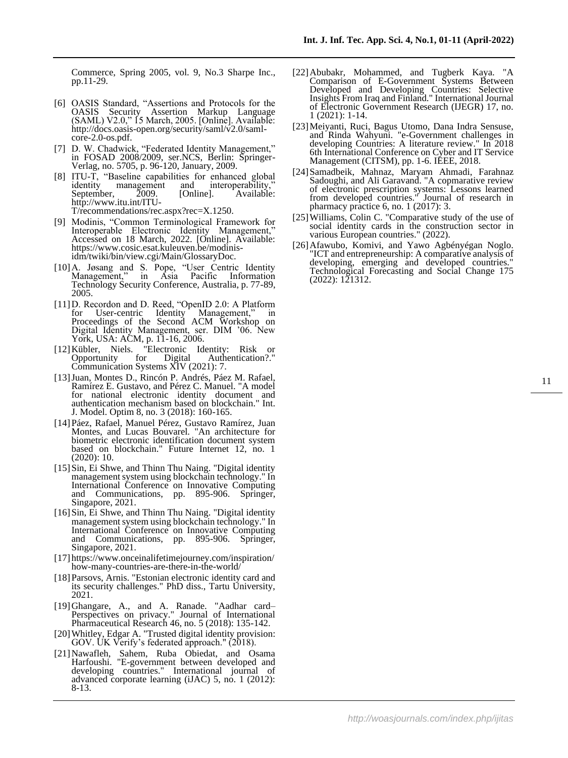Commerce, Spring 2005, vol. 9, No.3 Sharpe Inc., pp.11-29.

[6] OASIS Standard, “Assertions and Protocols for the OASIS Security Assertion Markup Language (SAML) V2.0,” 15 March, 2005. [Online]. Available: http://docs.oasis-open.org/security/saml/v2.0/saml-core-2.0-os.pdf.

[7] D. W. Chadwick, “Federated Identity Management,” in FOSAD 2008/2009, ser.NCS, Berlin: Springer-Verlag, no. 5705, p. 96-120, January, 2009.

[8] ITU-T, “Baseline capabilities for enhanced global identity management and interoperability,” September, 2009. [Online]. Available: http://www.itu.int/ITU-T/recommendations/rec.aspx?rec=X.1250.

[9] Modinis, “Common Terminological Framework for Interoperable Electronic Identity Management,” Accessed on 18 March, 2022. [Online]. Available: https://www.cosic.esat.kuleuven.be/modinis-idm/twiki/bin/view.cgi/Main/GlossaryDoc.

[10] A. Jøsang and S. Pope, “User Centric Identity Management,” in Asia Pacific Information Technology Security Conference, Australia, p. 77-89, 2005.

[11] D. Recordon and D. Reed, “OpenID 2.0: A Platform for User-centric Identity Management,” in Proceedings of the Second ACM Workshop on Digital Identity Management, ser. DIM ’06. New York, USA: ACM, p. 11-16, 2006.

[12] Kübler, Niels. "Electronic Identity: Risk or Opportunity for Digital Authentication?." Communication Systems XIV (2021): 7.

[13] Juan, Montes D., Rincón P. Andrés, Páez M. Rafael, Ramírez E. Gustavo, and Pérez C. Manuel. "A model for national electronic identity document and authentication mechanism based on blockchain." Int. J. Model. Optim 8, no. 3 (2018): 160-165.

[14] Páez, Rafael, Manuel Pérez, Gustavo Ramírez, Juan Montes, and Lucas Bouvarel. "An architecture for biometric electronic identification document system based on blockchain." Future Internet 12, no. 1 (2020): 10.

[15] Sin, Ei Shwe, and Thinn Thu Naing. "Digital identity management system using blockchain technology." In International Conference on Innovative Computing and Communications, pp. 895-906. Springer, Singapore, 2021.

[16] Sin, Ei Shwe, and Thinn Thu Naing. "Digital identity management system using blockchain technology." In International Conference on Innovative Computing and Communications, pp. 895-906. Springer, Singapore, 2021.

[17] https://www.onceinalifetimejourney.com/inspiration/how-many-countries-are-there-in-the-world/

[18] Parsovs, Arnis. "Estonian electronic identity card and its security challenges." PhD diss., Tartu University, 2021.

[19] Ghangare, A., and A. Ranade. "Aadhar card– Perspectives on privacy." Journal of International Pharmaceutical Research 46, no. 5 (2018): 135-142.

[20] Whitley, Edgar A. "Trusted digital identity provision: GOV. UK Verify’s federated approach." (2018).

[21] Nawafleh, Sahem, Ruba Obiedat, and Osama Harfoushi. "E-government between developed and developing countries." International journal of advanced corporate learning (iJAC) 5, no. 1 (2012): 8-13.

[22] Abubakr, Mohammed, and Tugberk Kaya. "A Comparison of E-Government Systems Between Developed and Developing Countries: Selective Insights From Iraq and Finland." International Journal of Electronic Government Research (IJEGR) 17, no. 1 (2021): 1-14.

[23] Meiyanti, Ruci, Bagus Utomo, Dana Indra Sensuse, and Rinda Wahyuni. "e-Government challenges in developing Countries: A literature review." In 2018 6th International Conference on Cyber and IT Service Management (CITSM), pp. 1-6. IEEE, 2018.

[24] Samadbeik, Mahnaz, Maryam Ahmadi, Farahnaz Sadoughi, and Ali Garavand. "A copmarative review of electronic prescription systems: Lessons learned from developed countries." Journal of research in pharmacy practice 6, no. 1 (2017): 3.

[25] Williams, Colin C. "Comparative study of the use of social identity cards in the construction sector in various European countries." (2022).

[26] Afawubo, Komivi, and Yawo Agbényégan Noglo. "ICT and entrepreneurship: A comparative analysis of developing, emerging and developed countries." Technological Forecasting and Social Change 175 (2022): 121312.